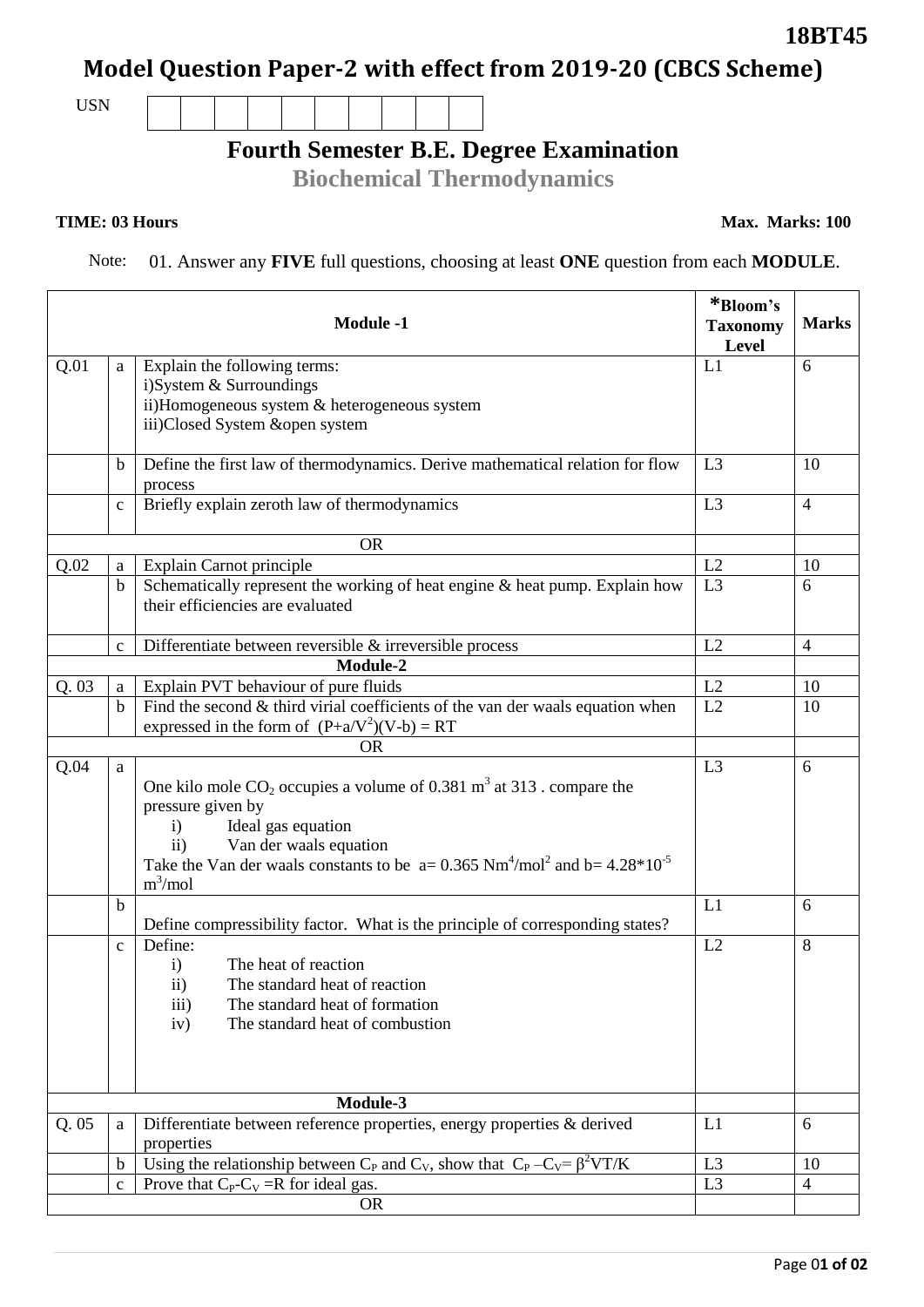**18BT45**

# Model Question Paper-2 with effect from 2019-20 (CBCS Scheme)

USN

## Fourth Semester B.E. Degree Examination

### Biochemical Thermodynamics

**TIME: 03 Hours** **Max. Marks: 100**

Note: 01. Answer any **FIVE** full questions, choosing at least **ONE** question from each **MODULE**.

| | | Module -1 | *Bloom's Taxonomy Level | Marks |
|---|---|---|---|---|
| Q.01 | a | Explain the following terms:<br>i)System & Surroundings<br>ii)Homogeneous system & heterogeneous system<br>iii)Closed System &open system | L1 | 6 |
| | b | Define the first law of thermodynamics. Derive mathematical relation for flow process | L3 | 10 |
| | c | Briefly explain zeroth law of thermodynamics | L3 | 4 |
| | | OR | | |
| Q.02 | a | Explain Carnot principle | L2 | 10 |
| | b | Schematically represent the working of heat engine & heat pump. Explain how their efficiencies are evaluated | L3 | 6 |
| | c | Differentiate between reversible & irreversible process | L2 | 4 |
| | | **Module-2** | | |
| Q. 03 | a | Explain PVT behaviour of pure fluids | L2 | 10 |
| | b | Find the second & third virial coefficients of the van der waals equation when expressed in the form of $(P+a/V^2)(V-b) = RT$ | L2 | 10 |
| | | OR | | |
| Q.04 | a | One kilo mole $CO_2$ occupies a volume of 0.381 $m^3$ at 313 . compare the pressure given by<br>i) Ideal gas equation<br>ii) Van der waals equation<br>Take the Van der waals constants to be $a= 0.365\ Nm^4/mol^2$ and $b= 4.28*10^{-5}\ m^3/mol$ | L3 | 6 |
| | b | Define compressibility factor. What is the principle of corresponding states? | L1 | 6 |
| | c | Define:<br>i) The heat of reaction<br>ii) The standard heat of reaction<br>iii) The standard heat of formation<br>iv) The standard heat of combustion | L2 | 8 |
| | | **Module-3** | | |
| Q. 05 | a | Differentiate between reference properties, energy properties & derived properties | L1 | 6 |
| | b | Using the relationship between $C_P$ and $C_V$, show that $C_P - C_V = \beta^2 VT/K$ | L3 | 10 |
| | c | Prove that $C_P - C_V = R$ for ideal gas. | L3 | 4 |
| | | OR | | |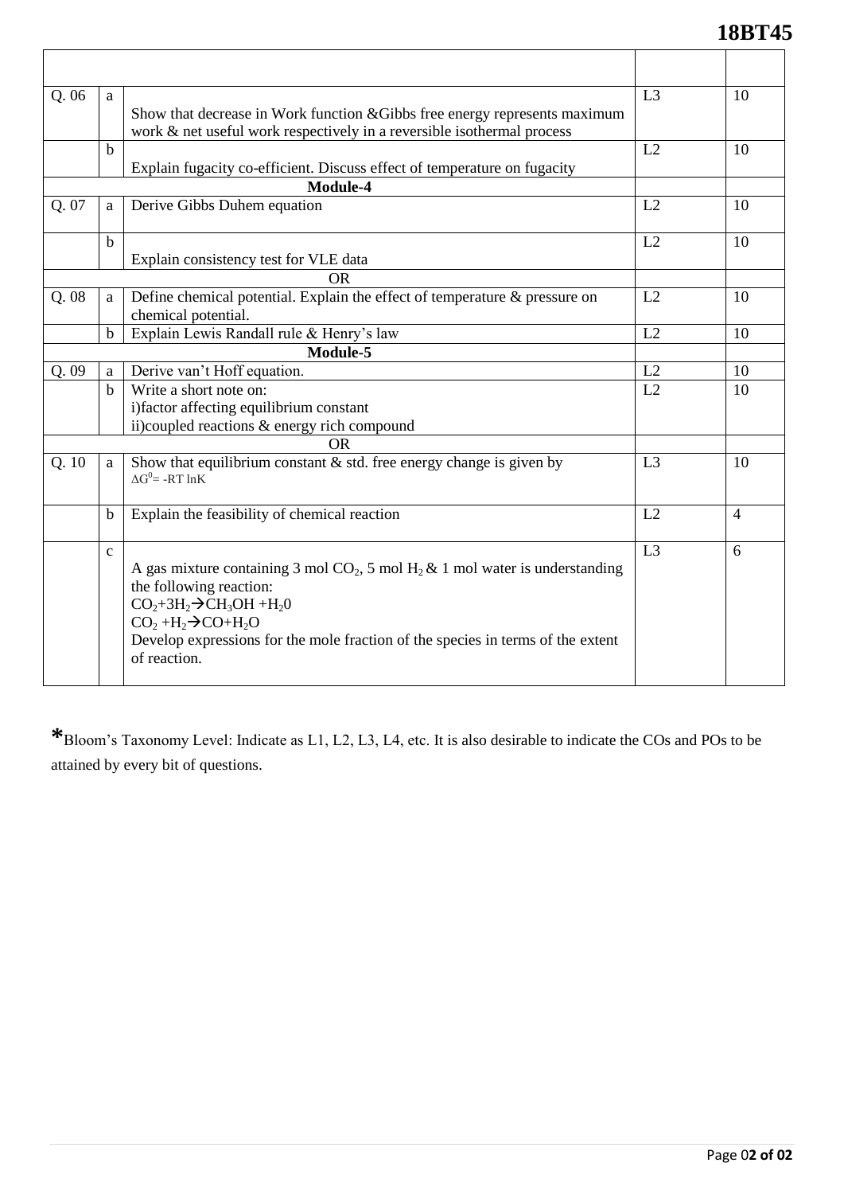| | | | | |
|---|---|---|---|---|
| | | | | |
| Q. 06 | a | Show that decrease in Work function &Gibbs free energy represents maximum work & net useful work respectively in a reversible isothermal process | L3 | 10 |
| | b | Explain fugacity co-efficient. Discuss effect of temperature on fugacity | L2 | 10 |
| | | **Module-4** | | |
| Q. 07 | a | Derive Gibbs Duhem equation | L2 | 10 |
| | b | Explain consistency test for VLE data | L2 | 10 |
| | | OR | | |
| Q. 08 | a | Define chemical potential. Explain the effect of temperature & pressure on chemical potential. | L2 | 10 |
| | b | Explain Lewis Randall rule & Henry's law | L2 | 10 |
| | | **Module-5** | | |
| Q. 09 | a | Derive van't Hoff equation. | L2 | 10 |
| | b | Write a short note on:<br>i)factor affecting equilibrium constant<br>ii)coupled reactions & energy rich compound | L2 | 10 |
| | | OR | | |
| Q. 10 | a | Show that equilibrium constant & std. free energy change is given by $\Delta G^0 = -RT \ln K$ | L3 | 10 |
| | b | Explain the feasibility of chemical reaction | L2 | 4 |
| | c | A gas mixture containing 3 mol $CO_2$, 5 mol $H_2$ & 1 mol water is understanding the following reaction:<br>$CO_2 + 3H_2 \rightarrow CH_3OH + H_20$<br>$CO_2 + H_2 \rightarrow CO + H_2O$<br>Develop expressions for the mole fraction of the species in terms of the extent of reaction. | L3 | 6 |

**\***Bloom's Taxonomy Level: Indicate as L1, L2, L3, L4, etc. It is also desirable to indicate the COs and POs to be attained by every bit of questions.